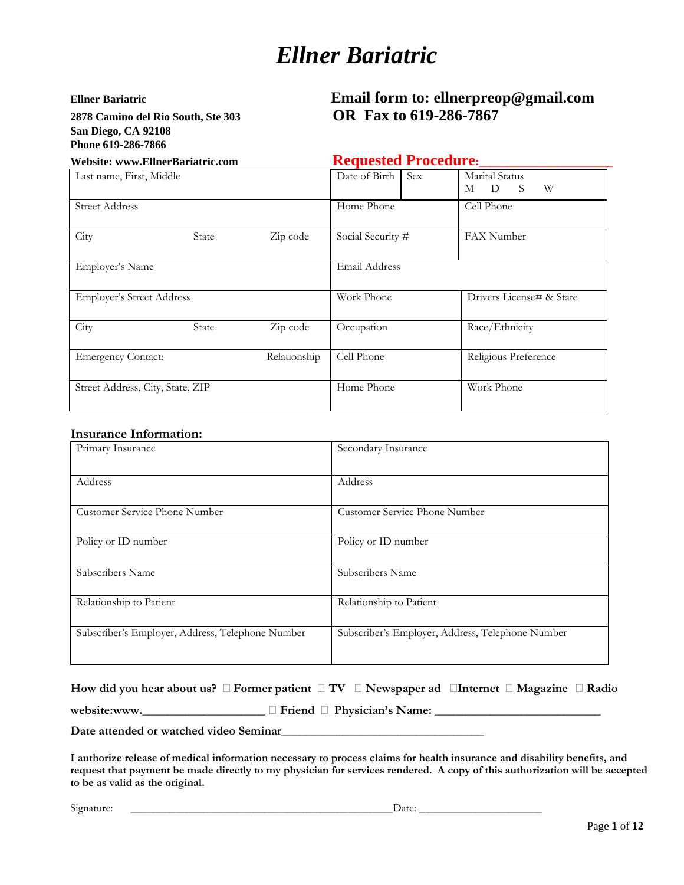# *Ellner Bariatric*

**Ellner Bariatric**

**2878 Camino del Rio South, Ste 303**
**San Diego, CA 92108**
**Phone 619-286-7866**

**Website: www.EllnerBariatric.com**

## Email form to: ellnerpreop@gmail.com
## OR Fax to 619-286-7867

**Requested Procedure:**\_\_\_\_\_\_\_\_\_\_\_\_\_\_\_\_\_\_

| Last name, First, Middle | | | Date of Birth | Sex | Marital Status M D S W |
|---|---|---|---|---|---|
| Street Address | | | Home Phone | | Cell Phone |
| City | State | Zip code | Social Security # | | FAX Number |
| Employer's Name | | | Email Address | | |
| Employer's Street Address | | | Work Phone | | Drivers License# & State |
| City | State | Zip code | Occupation | | Race/Ethnicity |
| Emergency Contact: | | Relationship | Cell Phone | | Religious Preference |
| Street Address, City, State, ZIP | | | Home Phone | | Work Phone |

### Insurance Information:

| Primary Insurance | Secondary Insurance |
|---|---|
| Address | Address |
| Customer Service Phone Number | Customer Service Phone Number |
| Policy or ID number | Policy or ID number |
| Subscribers Name | Subscribers Name |
| Relationship to Patient | Relationship to Patient |
| Subscriber's Employer, Address, Telephone Number | Subscriber's Employer, Address, Telephone Number |

**How did you hear about us?** ☐ **Former patient** ☐ **TV** ☐ **Newspaper ad** ☐**Internet** ☐ **Magazine** ☐ **Radio**

**website:www.**\_\_\_\_\_\_\_\_\_\_\_\_\_\_\_\_\_\_\_\_ ☐ **Friend** ☐ **Physician's Name:** \_\_\_\_\_\_\_\_\_\_\_\_\_\_\_\_\_\_\_\_\_\_\_\_\_\_\_

**Date attended or watched video Seminar**\_\_\_\_\_\_\_\_\_\_\_\_\_\_\_\_\_\_\_\_\_\_\_\_\_\_\_\_\_\_\_\_\_\_

**I authorize release of medical information necessary to process claims for health insurance and disability benefits, and request that payment be made directly to my physician for services rendered. A copy of this authorization will be accepted to be as valid as the original.**

Signature: \_\_\_\_\_\_\_\_\_\_\_\_\_\_\_\_\_\_\_\_\_\_\_\_\_\_\_\_\_\_\_\_\_\_\_\_\_\_\_\_\_\_\_\_\_\_\_\_Date: \_\_\_\_\_\_\_\_\_\_\_\_\_\_\_\_\_\_\_\_\_\_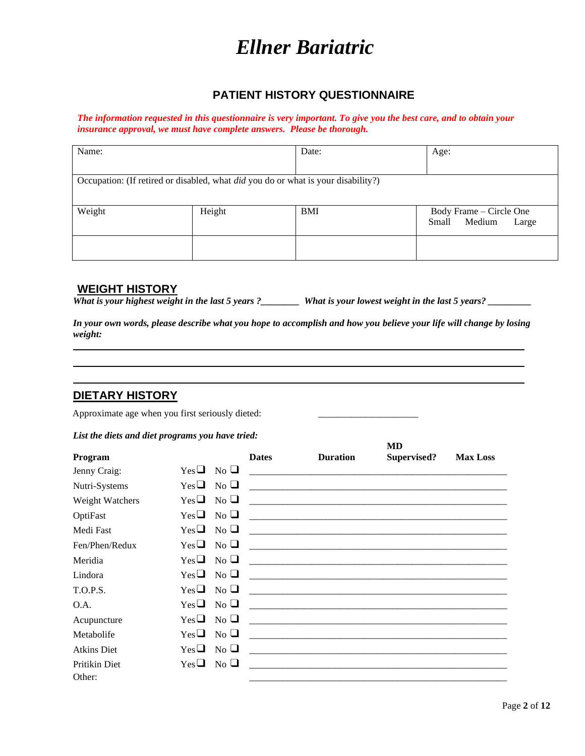# *Ellner Bariatric*

## PATIENT HISTORY QUESTIONNAIRE

***The information requested in this questionnaire is very important. To give you the best care, and to obtain your insurance approval, we must have complete answers. Please be thorough.***

| Name: | | Date: | Age: |
|---|---|---|---|
| Occupation: (If retired or disabled, what *did* you do or what is your disability?) | | | |
| Weight | Height | BMI | Body Frame – Circle One<br>Small Medium Large |
| | | | |

## WEIGHT HISTORY

*What is your highest weight in the last 5 years ?________ What is your lowest weight in the last 5 years? _________*

*In your own words, please describe what you hope to accomplish and how you believe your life will change by losing weight:*

______________________________________________________________________________

______________________________________________________________________________

______________________________________________________________________________

## DIETARY HISTORY

Approximate age when you first seriously dieted: ____________________

***List the diets and diet programs you have tried:***

| Program | | | Dates | Duration | MD Supervised? | Max Loss |
|---|---|---|---|---|---|---|
| Jenny Craig: | Yes ❑ | No ❑ | | | | |
| Nutri-Systems | Yes ❑ | No ❑ | | | | |
| Weight Watchers | Yes ❑ | No ❑ | | | | |
| OptiFast | Yes ❑ | No ❑ | | | | |
| Medi Fast | Yes ❑ | No ❑ | | | | |
| Fen/Phen/Redux | Yes ❑ | No ❑ | | | | |
| Meridia | Yes ❑ | No ❑ | | | | |
| Lindora | Yes ❑ | No ❑ | | | | |
| T.O.P.S. | Yes ❑ | No ❑ | | | | |
| O.A. | Yes ❑ | No ❑ | | | | |
| Acupuncture | Yes ❑ | No ❑ | | | | |
| Metabolife | Yes ❑ | No ❑ | | | | |
| Atkins Diet | Yes ❑ | No ❑ | | | | |
| Pritikin Diet | Yes ❑ | No ❑ | | | | |
| Other: | | | | | | |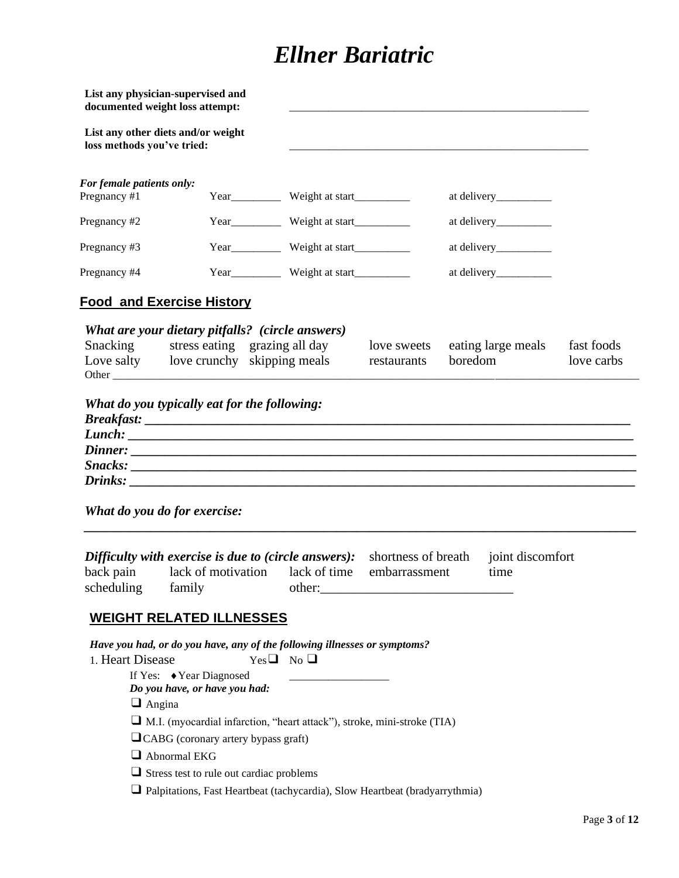# Ellner Bariatric

**List any physician-supervised and documented weight loss attempt:** ______________________________________________________

**List any other diets and/or weight loss methods you've tried:** ______________________________________________________

*For female patients only:*

| | | | |
|---|---|---|---|
| Pregnancy #1 | Year_________ | Weight at start__________ | at delivery__________ |
| Pregnancy #2 | Year_________ | Weight at start__________ | at delivery__________ |
| Pregnancy #3 | Year_________ | Weight at start__________ | at delivery__________ |
| Pregnancy #4 | Year_________ | Weight at start__________ | at delivery__________ |

## Food and Exercise History

***What are your dietary pitfalls? (circle answers)***

| | | | | | |
|---|---|---|---|---|---|
| Snacking | stress eating | grazing all day | love sweets | eating large meals | fast foods |
| Love salty | love crunchy | skipping meals | restaurants | boredom | love carbs |

Other ______________________________________________________________________________________

***What do you typically eat for the following:***

***Breakfast:*** ______________________________________________________________________

***Lunch:*** ______________________________________________________________________

***Dinner:*** ______________________________________________________________________

***Snacks:*** ______________________________________________________________________

***Drinks:*** ______________________________________________________________________

***What do you do for exercise:***

______________________________________________________________________________

***Difficulty with exercise is due to (circle answers):*** shortness of breath joint discomfort back pain lack of motivation lack of time embarrassment time scheduling family other:____________________________

## WEIGHT RELATED ILLNESSES

***Have you had, or do you have, any of the following illnesses or symptoms?***

1. Heart Disease Yes ❑ No ❑

If Yes: ♦ Year Diagnosed _________________

***Do you have, or have you had:***

- ❑ Angina
- ❑ M.I. (myocardial infarction, "heart attack"), stroke, mini-stroke (TIA)
- ❑ CABG (coronary artery bypass graft)
- ❑ Abnormal EKG
- ❑ Stress test to rule out cardiac problems
- ❑ Palpitations, Fast Heartbeat (tachycardia), Slow Heartbeat (bradyarrythmia)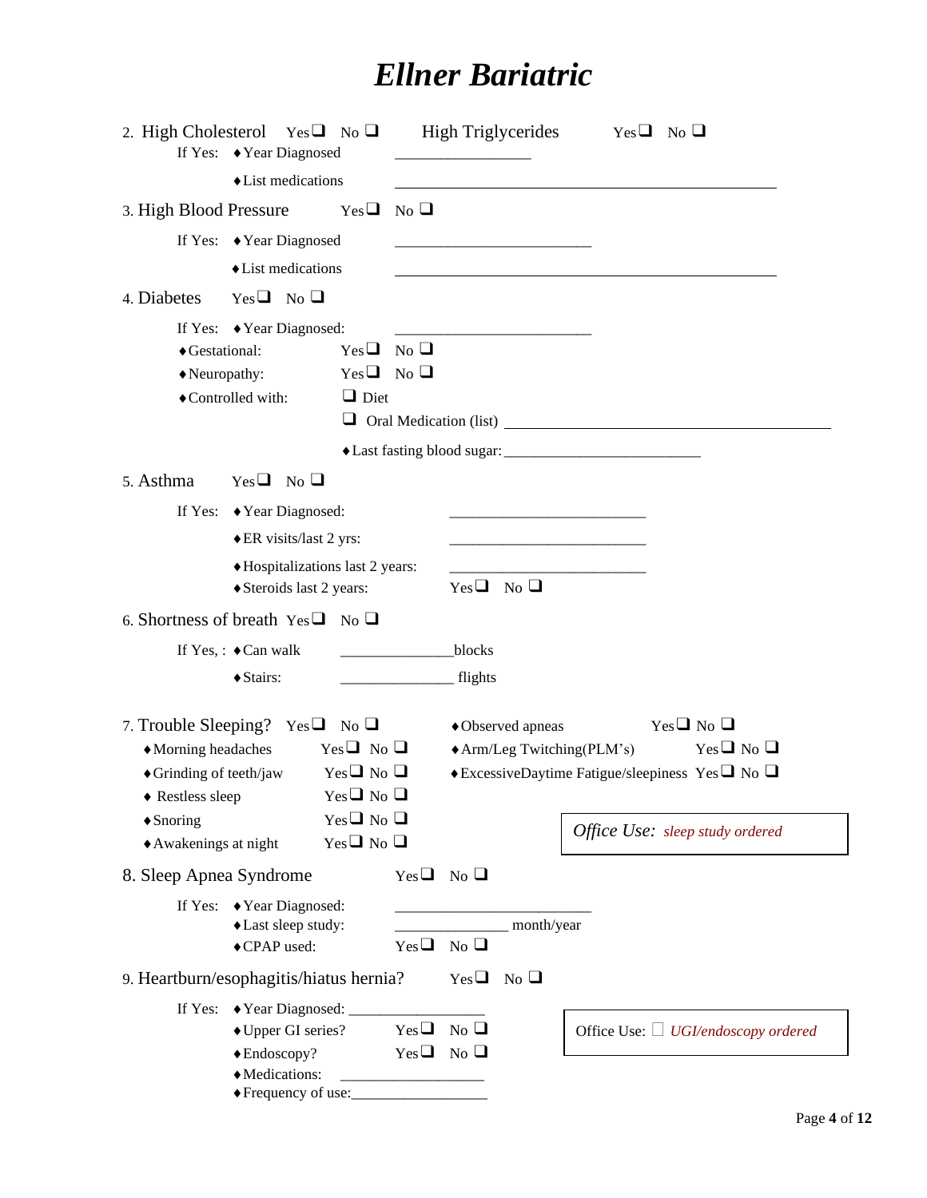# Ellner Bariatric

2. High Cholesterol Yes ❑ No ❑ High Triglycerides Yes ❑ No ❑

   If Yes: ♦Year Diagnosed ________________

   ♦List medications ______________________________________________

3. High Blood Pressure Yes ❑ No ❑

   If Yes: ♦Year Diagnosed ________________________

   ♦List medications ______________________________________________

4. Diabetes Yes ❑ No ❑

   If Yes: ♦Year Diagnosed: ________________________

   ♦Gestational: Yes ❑ No ❑

   ♦Neuropathy: Yes ❑ No ❑

   ♦Controlled with: ❑ Diet

   ❑ Oral Medication (list) ________________________________________

   ♦Last fasting blood sugar: ________________________

5. Asthma Yes ❑ No ❑

   If Yes: ♦Year Diagnosed: ________________________

   ♦ER visits/last 2 yrs: ________________________

   ♦Hospitalizations last 2 years: ________________________

   ♦Steroids last 2 years: Yes ❑ No ❑

6. Shortness of breath Yes ❑ No ❑

   If Yes, : ♦Can walk ______________blocks

   ♦Stairs: ______________ flights

7. Trouble Sleeping? Yes ❑ No ❑

   ♦Morning headaches Yes ❑ No ❑

   ♦Grinding of teeth/jaw Yes ❑ No ❑

   ♦ Restless sleep Yes ❑ No ❑

   ♦Snoring Yes ❑ No ❑

   ♦Awakenings at night Yes ❑ No ❑

   ♦Observed apneas Yes ❑ No ❑

   ♦Arm/Leg Twitching(PLM's) Yes ❑ No ❑

   ♦ExcessiveDaytime Fatigue/sleepiness Yes ❑ No ❑

   *Office Use: sleep study ordered*

8. Sleep Apnea Syndrome Yes ❑ No ❑

   If Yes: ♦Year Diagnosed: ________________________

   ♦Last sleep study: ______________ month/year

   ♦CPAP used: Yes ❑ No ❑

9. Heartburn/esophagitis/hiatus hernia? Yes ❑ No ❑

   If Yes: ♦Year Diagnosed: ________________

   ♦Upper GI series? Yes ❑ No ❑

   ♦Endoscopy? Yes ❑ No ❑

   ♦Medications: ________________

   ♦Frequency of use: ________________

   Office Use: ☐ *UGI/endoscopy ordered*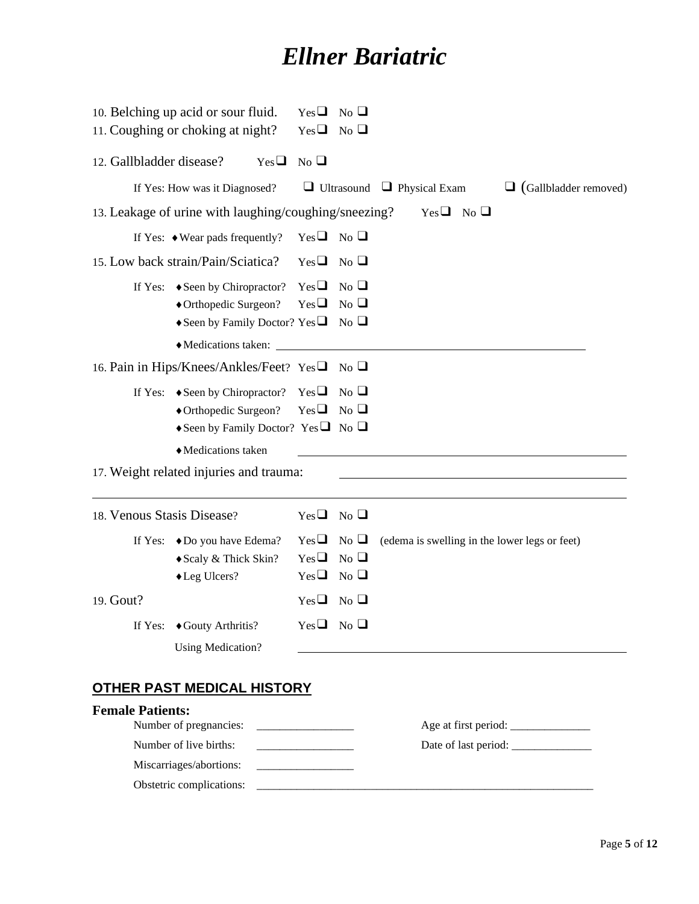# *Ellner Bariatric*

10. Belching up acid or sour fluid. Yes ❑ No ❑

11. Coughing or choking at night? Yes ❑ No ❑

12. Gallbladder disease? Yes ❑ No ❑

If Yes: How was it Diagnosed? ❑ Ultrasound ❑ Physical Exam ❑ (Gallbladder removed)

13. Leakage of urine with laughing/coughing/sneezing? Yes ❑ No ❑

If Yes: ♦ Wear pads frequently? Yes ❑ No ❑

15. Low back strain/Pain/Sciatica? Yes ❑ No ❑

If Yes: ♦ Seen by Chiropractor? Yes ❑ No ❑
♦ Orthopedic Surgeon? Yes ❑ No ❑
♦ Seen by Family Doctor? Yes ❑ No ❑
♦ Medications taken: ____________________________________________

16. Pain in Hips/Knees/Ankles/Feet? Yes ❑ No ❑

If Yes: ♦ Seen by Chiropractor? Yes ❑ No ❑
♦ Orthopedic Surgeon? Yes ❑ No ❑
♦ Seen by Family Doctor? Yes ❑ No ❑
♦ Medications taken ____________________________________________

17. Weight related injuries and trauma: ____________________________________________

____________________________________________________________________

18. Venous Stasis Disease? Yes ❑ No ❑

If Yes: ♦ Do you have Edema? Yes ❑ No ❑ (edema is swelling in the lower legs or feet)
♦ Scaly & Thick Skin? Yes ❑ No ❑
♦ Leg Ulcers? Yes ❑ No ❑

19. Gout? Yes ❑ No ❑

If Yes: ♦ Gouty Arthritis? Yes ❑ No ❑
Using Medication? ____________________________________________

## OTHER PAST MEDICAL HISTORY

**Female Patients:**

Number of pregnancies: _________________ Age at first period: ______________

Number of live births: _________________ Date of last period: ______________

Miscarriages/abortions: _________________

Obstetric complications: ____________________________________________________________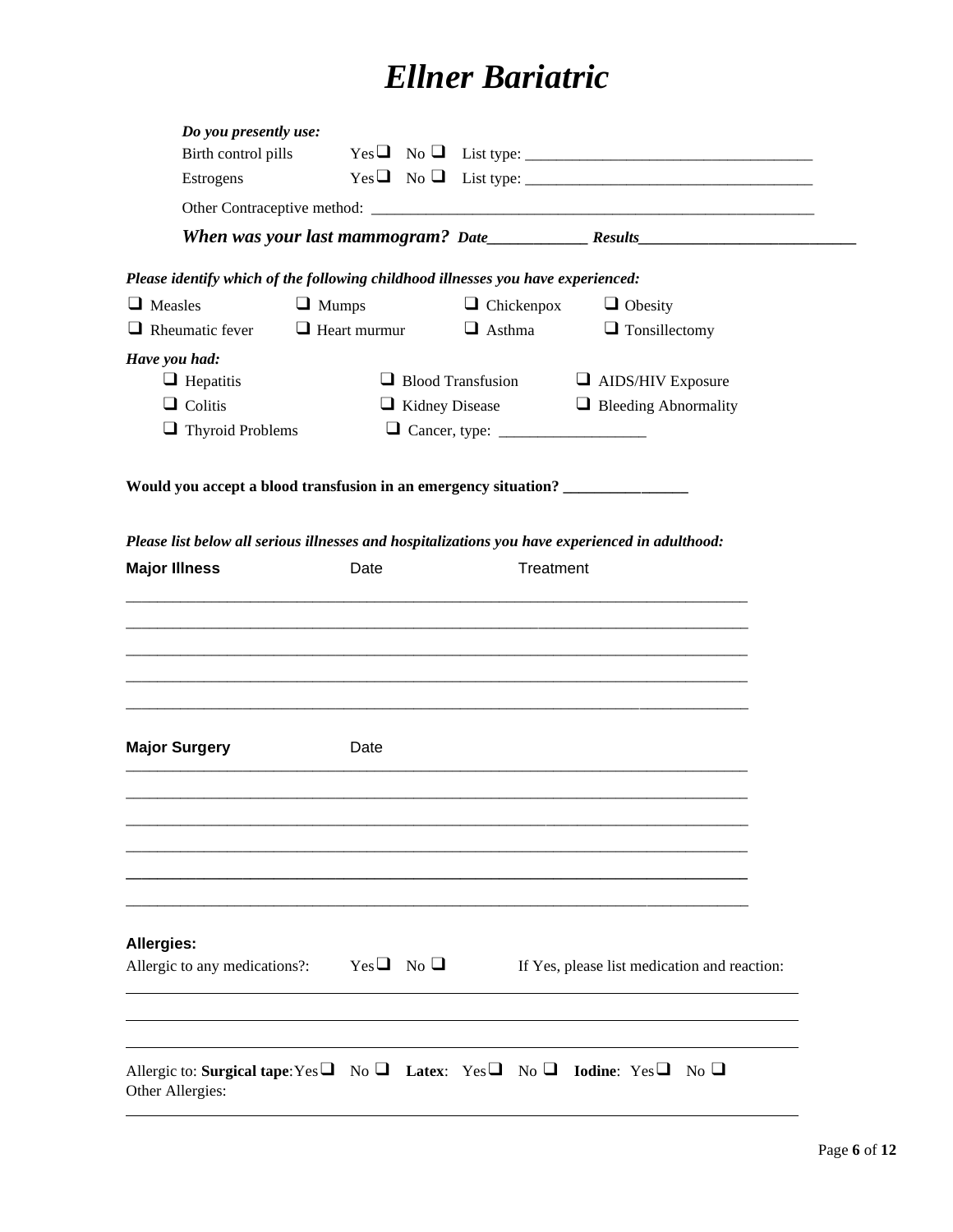# Ellner Bariatric

***Do you presently use:***

Birth control pills Yes ❑ No ❑ List type: ___________________________________

Estrogens Yes ❑ No ❑ List type: ___________________________________

Other Contraceptive method: ___________________________________________________

***When was your last mammogram?*** ***Date____________ Results__________________________***

***Please identify which of the following childhood illnesses you have experienced:***

❑ Measles ❑ Mumps ❑ Chickenpox ❑ Obesity

❑ Rheumatic fever ❑ Heart murmur ❑ Asthma ❑ Tonsillectomy

***Have you had:***

❑ Hepatitis ❑ Blood Transfusion ❑ AIDS/HIV Exposure

❑ Colitis ❑ Kidney Disease ❑ Bleeding Abnormality

❑ Thyroid Problems ❑ Cancer, type: __________________

**Would you accept a blood transfusion in an emergency situation? ________________**

***Please list below all serious illnesses and hospitalizations you have experienced in adulthood:***

**Major Illness** Date Treatment

_____________________________________________________________________________

_____________________________________________________________________________

_____________________________________________________________________________

_____________________________________________________________________________

_____________________________________________________________________________

**Major Surgery** Date

_____________________________________________________________________________

_____________________________________________________________________________

_____________________________________________________________________________

_____________________________________________________________________________

_____________________________________________________________________________

_____________________________________________________________________________

**Allergies:**

Allergic to any medications?: Yes ❑ No ❑ If Yes, please list medication and reaction:

_____________________________________________________________________________

_____________________________________________________________________________

_____________________________________________________________________________

Allergic to: **Surgical tape**: Yes ❑ No ❑ **Latex**: Yes ❑ No ❑ **Iodine**: Yes ❑ No ❑

Other Allergies:

_____________________________________________________________________________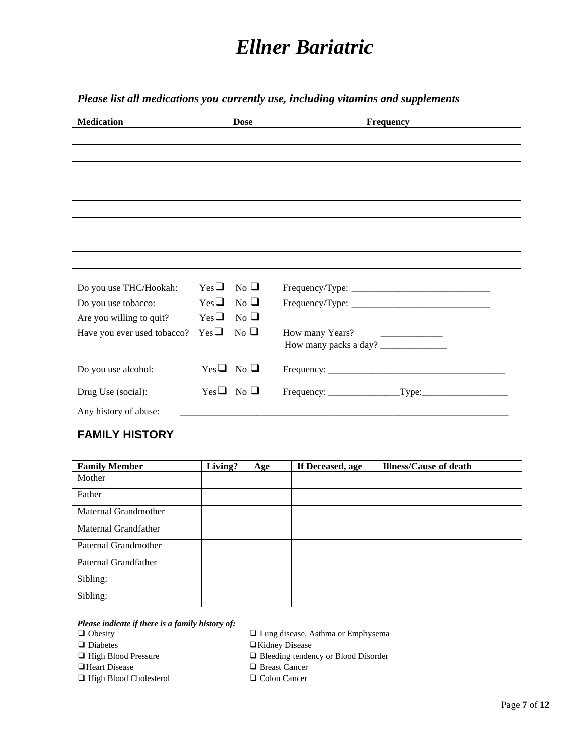# Ellner Bariatric

*Please list all medications you currently use, including vitamins and supplements*

| Medication | Dose | Frequency |
|---|---|---|
| | | |
| | | |
| | | |
| | | |
| | | |
| | | |
| | | |
| | | |

Do you use THC/Hookah: Yes ❑ No ❑ Frequency/Type: _____________________________

Do you use tobacco: Yes ❑ No ❑ Frequency/Type: _____________________________

Are you willing to quit? Yes ❑ No ❑

Have you ever used tobacco? Yes ❑ No ❑ How many Years? _____________
How many packs a day? ______________

Do you use alcohol: Yes ❑ No ❑ Frequency: _____________________________________

Drug Use (social): Yes ❑ No ❑ Frequency: _______________Type:__________________

Any history of abuse: ______________________________________________________________________

## FAMILY HISTORY

| Family Member | Living? | Age | If Deceased, age | Illness/Cause of death |
|---|---|---|---|---|
| Mother | | | | |
| Father | | | | |
| Maternal Grandmother | | | | |
| Maternal Grandfather | | | | |
| Paternal Grandmother | | | | |
| Paternal Grandfather | | | | |
| Sibling: | | | | |
| Sibling: | | | | |

***Please indicate if there is a family history of:***

- ❑ Obesity
- ❑ Diabetes
- ❑ High Blood Pressure
- ❑ Heart Disease
- ❑ High Blood Cholesterol
- ❑ Lung disease, Asthma or Emphysema
- ❑ Kidney Disease
- ❑ Bleeding tendency or Blood Disorder
- ❑ Breast Cancer
- ❑ Colon Cancer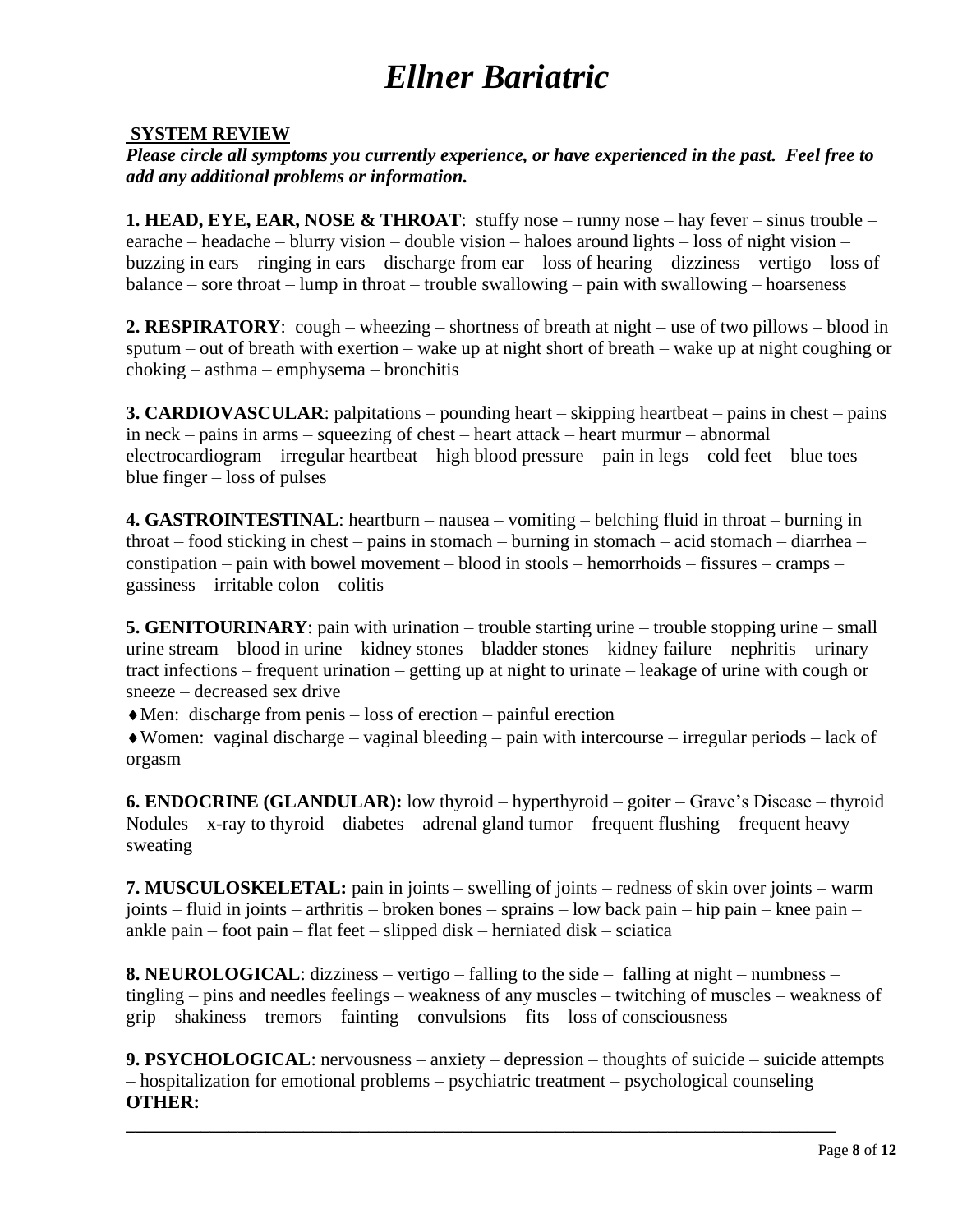# Ellner Bariatric

**SYSTEM REVIEW**

***Please circle all symptoms you currently experience, or have experienced in the past. Feel free to add any additional problems or information.***

**1. HEAD, EYE, EAR, NOSE & THROAT**: stuffy nose – runny nose – hay fever – sinus trouble – earache – headache – blurry vision – double vision – haloes around lights – loss of night vision – buzzing in ears – ringing in ears – discharge from ear – loss of hearing – dizziness – vertigo – loss of balance – sore throat – lump in throat – trouble swallowing – pain with swallowing – hoarseness

**2. RESPIRATORY**: cough – wheezing – shortness of breath at night – use of two pillows – blood in sputum – out of breath with exertion – wake up at night short of breath – wake up at night coughing or choking – asthma – emphysema – bronchitis

**3. CARDIOVASCULAR**: palpitations – pounding heart – skipping heartbeat – pains in chest – pains in neck – pains in arms – squeezing of chest – heart attack – heart murmur – abnormal electrocardiogram – irregular heartbeat – high blood pressure – pain in legs – cold feet – blue toes – blue finger – loss of pulses

**4. GASTROINTESTINAL**: heartburn – nausea – vomiting – belching fluid in throat – burning in throat – food sticking in chest – pains in stomach – burning in stomach – acid stomach – diarrhea – constipation – pain with bowel movement – blood in stools – hemorrhoids – fissures – cramps – gassiness – irritable colon – colitis

**5. GENITOURINARY**: pain with urination – trouble starting urine – trouble stopping urine – small urine stream – blood in urine – kidney stones – bladder stones – kidney failure – nephritis – urinary tract infections – frequent urination – getting up at night to urinate – leakage of urine with cough or sneeze – decreased sex drive

- Men: discharge from penis – loss of erection – painful erection
- Women: vaginal discharge – vaginal bleeding – pain with intercourse – irregular periods – lack of orgasm

**6. ENDOCRINE (GLANDULAR):** low thyroid – hyperthyroid – goiter – Grave's Disease – thyroid Nodules – x-ray to thyroid – diabetes – adrenal gland tumor – frequent flushing – frequent heavy sweating

**7. MUSCULOSKELETAL:** pain in joints – swelling of joints – redness of skin over joints – warm joints – fluid in joints – arthritis – broken bones – sprains – low back pain – hip pain – knee pain – ankle pain – foot pain – flat feet – slipped disk – herniated disk – sciatica

**8. NEUROLOGICAL**: dizziness – vertigo – falling to the side – falling at night – numbness – tingling – pins and needles feelings – weakness of any muscles – twitching of muscles – weakness of grip – shakiness – tremors – fainting – convulsions – fits – loss of consciousness

**9. PSYCHOLOGICAL**: nervousness – anxiety – depression – thoughts of suicide – suicide attempts – hospitalization for emotional problems – psychiatric treatment – psychological counseling

**OTHER:** ______________________________________________________________________________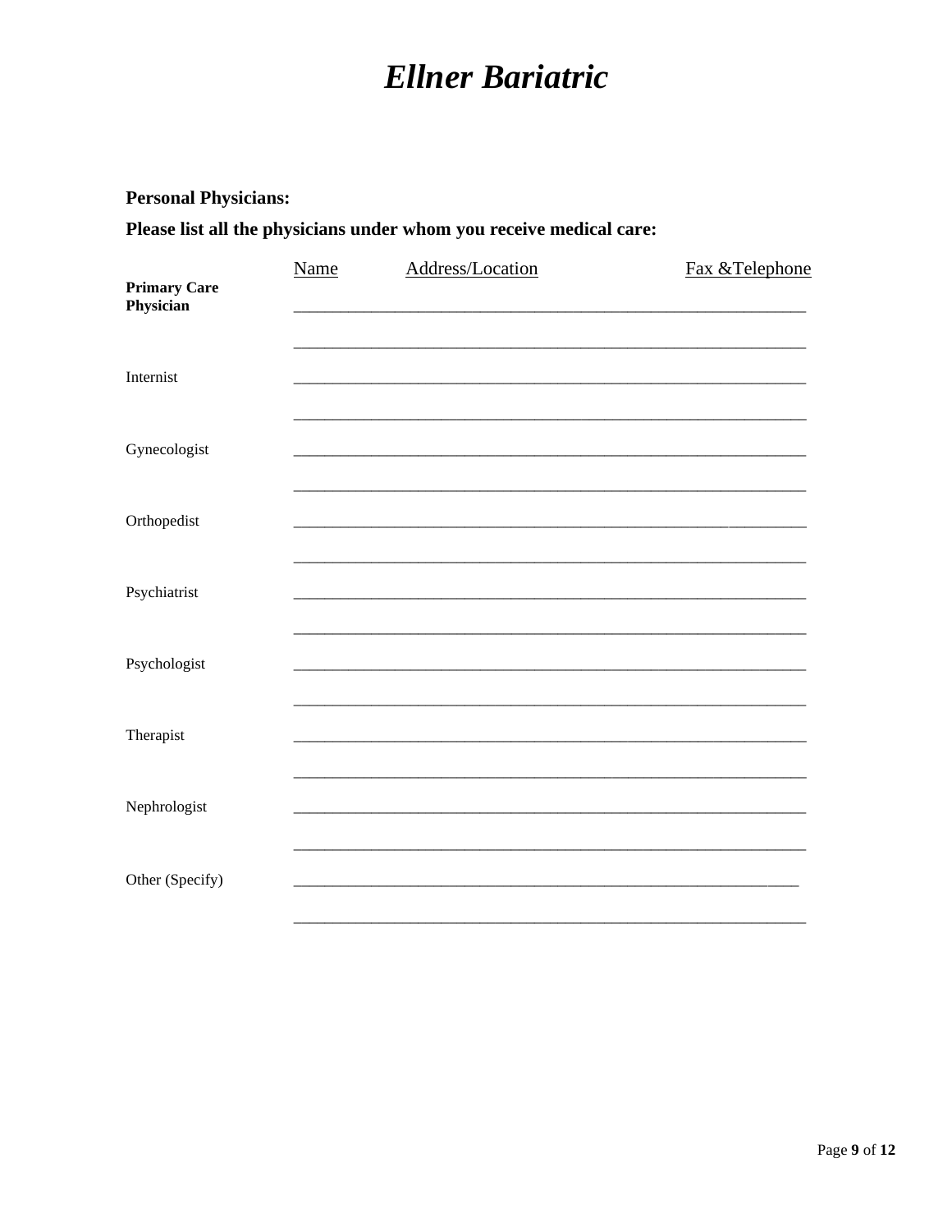# *Ellner Bariatric*

**Personal Physicians:**

**Please list all the physicians under whom you receive medical care:**

| | Name | Address/Location | Fax &Telephone |
|---|---|---|---|
| **Primary Care Physician** | | | |
| | | | |
| Internist | | | |
| | | | |
| Gynecologist | | | |
| | | | |
| Orthopedist | | | |
| | | | |
| Psychiatrist | | | |
| | | | |
| Psychologist | | | |
| | | | |
| Therapist | | | |
| | | | |
| Nephrologist | | | |
| | | | |
| Other (Specify) | | | |
| | | | |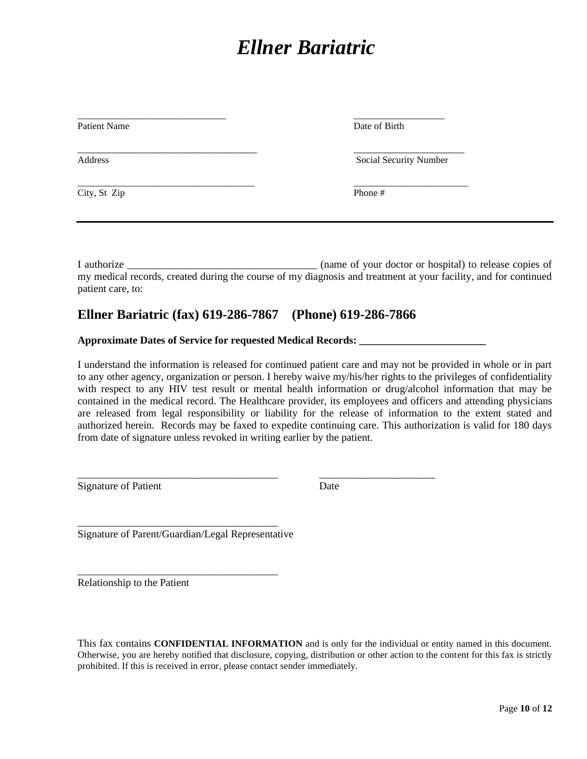# *Ellner Bariatric*

\_\_\_\_\_\_\_\_\_\_\_\_\_\_\_\_\_\_\_\_\_\_\_\_\_\_\_\_\_\_
Patient Name

\_\_\_\_\_\_\_\_\_\_\_\_\_\_\_\_\_\_\_
Date of Birth

\_\_\_\_\_\_\_\_\_\_\_\_\_\_\_\_\_\_\_\_\_\_\_\_\_\_\_\_\_\_\_\_\_\_\_\_
Address

\_\_\_\_\_\_\_\_\_\_\_\_\_\_\_\_\_\_\_\_\_\_\_
Social Security Number

\_\_\_\_\_\_\_\_\_\_\_\_\_\_\_\_\_\_\_\_\_\_\_\_\_\_\_\_\_\_\_\_\_\_\_\_
City, St Zip

\_\_\_\_\_\_\_\_\_\_\_\_\_\_\_\_\_\_\_\_\_\_\_\_
Phone #

---

I authorize \_\_\_\_\_\_\_\_\_\_\_\_\_\_\_\_\_\_\_\_\_\_\_\_\_\_\_\_\_\_\_\_\_\_\_\_ (name of your doctor or hospital) to release copies of my medical records, created during the course of my diagnosis and treatment at your facility, and for continued patient care, to:

## Ellner Bariatric (fax) 619-286-7867 (Phone) 619-286-7866

**Approximate Dates of Service for requested Medical Records: \_\_\_\_\_\_\_\_\_\_\_\_\_\_\_\_\_\_\_\_\_\_\_\_**

I understand the information is released for continued patient care and may not be provided in whole or in part to any other agency, organization or person. I hereby waive my/his/her rights to the privileges of confidentiality with respect to any HIV test result or mental health information or drug/alcohol information that may be contained in the medical record. The Healthcare provider, its employees and officers and attending physicians are released from legal responsibility or liability for the release of information to the extent stated and authorized herein. Records may be faxed to expedite continuing care. This authorization is valid for 180 days from date of signature unless revoked in writing earlier by the patient.

\_\_\_\_\_\_\_\_\_\_\_\_\_\_\_\_\_\_\_\_\_\_\_\_\_\_\_\_\_\_\_\_\_\_\_\_\_\_\_
Signature of Patient

\_\_\_\_\_\_\_\_\_\_\_\_\_\_\_\_\_\_\_\_\_\_
Date

\_\_\_\_\_\_\_\_\_\_\_\_\_\_\_\_\_\_\_\_\_\_\_\_\_\_\_\_\_\_\_\_\_\_\_\_\_\_\_
Signature of Parent/Guardian/Legal Representative

\_\_\_\_\_\_\_\_\_\_\_\_\_\_\_\_\_\_\_\_\_\_\_\_\_\_\_\_\_\_\_\_\_\_\_\_\_\_\_
Relationship to the Patient

This fax contains **CONFIDENTIAL INFORMATION** and is only for the individual or entity named in this document. Otherwise, you are hereby notified that disclosure, copying, distribution or other action to the content for this fax is strictly prohibited. If this is received in error, please contact sender immediately.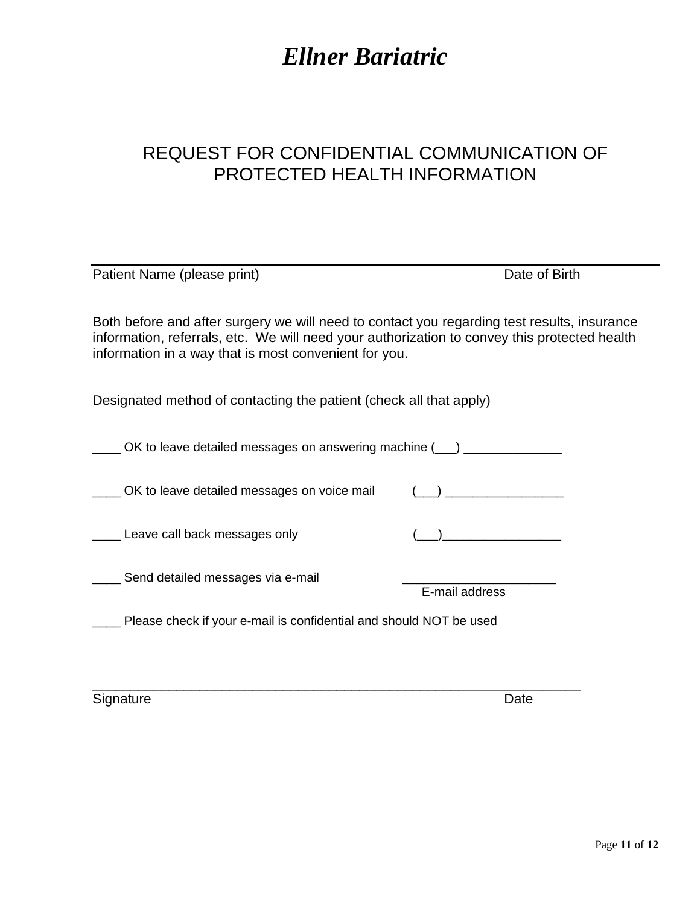# *Ellner Bariatric*

## REQUEST FOR CONFIDENTIAL COMMUNICATION OF PROTECTED HEALTH INFORMATION

Patient Name (please print) Date of Birth

Both before and after surgery we will need to contact you regarding test results, insurance information, referrals, etc. We will need your authorization to convey this protected health information in a way that is most convenient for you.

Designated method of contacting the patient (check all that apply)

____ OK to leave detailed messages on answering machine (___) ______________

____ OK to leave detailed messages on voice mail (___) _________________

____ Leave call back messages only (___)_________________

____ Send detailed messages via e-mail ______________________
E-mail address

____ Please check if your e-mail is confidential and should NOT be used

_________________________________________________________________
Signature Date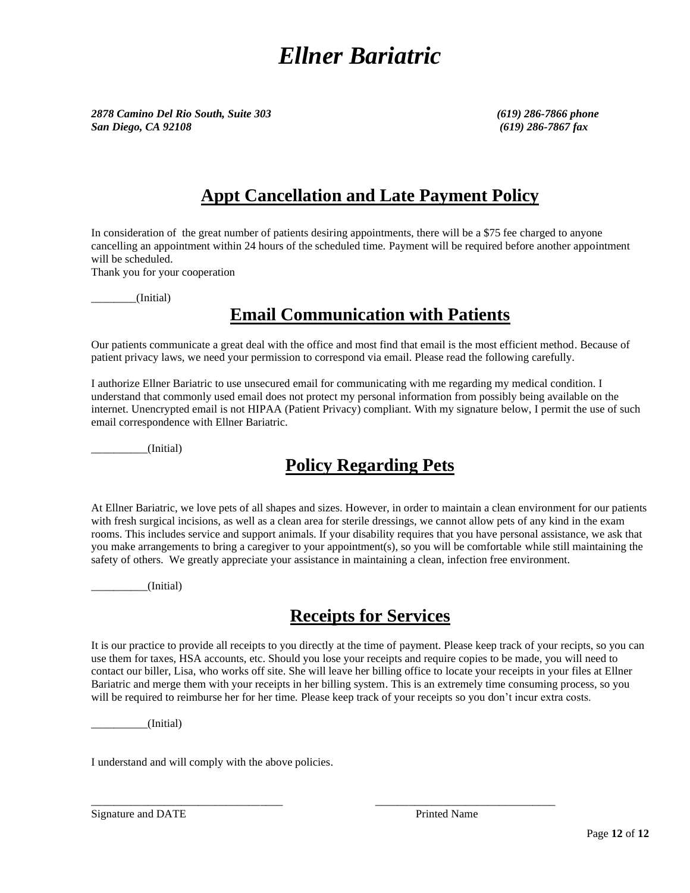# *Ellner Bariatric*

***2878 Camino Del Rio South, Suite 303*** ***(619) 286-7866 phone***
***San Diego, CA 92108*** ***(619) 286-7867 fax***

## Appt Cancellation and Late Payment Policy

In consideration of the great number of patients desiring appointments, there will be a $75 fee charged to anyone cancelling an appointment within 24 hours of the scheduled time. Payment will be required before another appointment will be scheduled.
Thank you for your cooperation

________(Initial)

## Email Communication with Patients

Our patients communicate a great deal with the office and most find that email is the most efficient method. Because of patient privacy laws, we need your permission to correspond via email. Please read the following carefully.

I authorize Ellner Bariatric to use unsecured email for communicating with me regarding my medical condition. I understand that commonly used email does not protect my personal information from possibly being available on the internet. Unencrypted email is not HIPAA (Patient Privacy) compliant. With my signature below, I permit the use of such email correspondence with Ellner Bariatric.

__________(Initial)

## Policy Regarding Pets

At Ellner Bariatric, we love pets of all shapes and sizes. However, in order to maintain a clean environment for our patients with fresh surgical incisions, as well as a clean area for sterile dressings, we cannot allow pets of any kind in the exam rooms. This includes service and support animals. If your disability requires that you have personal assistance, we ask that you make arrangements to bring a caregiver to your appointment(s), so you will be comfortable while still maintaining the safety of others. We greatly appreciate your assistance in maintaining a clean, infection free environment.

__________(Initial)

## Receipts for Services

It is our practice to provide all receipts to you directly at the time of payment. Please keep track of your recipts, so you can use them for taxes, HSA accounts, etc. Should you lose your receipts and require copies to be made, you will need to contact our biller, Lisa, who works off site. She will leave her billing office to locate your receipts in your files at Ellner Bariatric and merge them with your receipts in her billing system. This is an extremely time consuming process, so you will be required to reimburse her for her time. Please keep track of your receipts so you don't incur extra costs.

__________(Initial)

I understand and will comply with the above policies.

_________________________________ _______________________________
Signature and DATE Printed Name